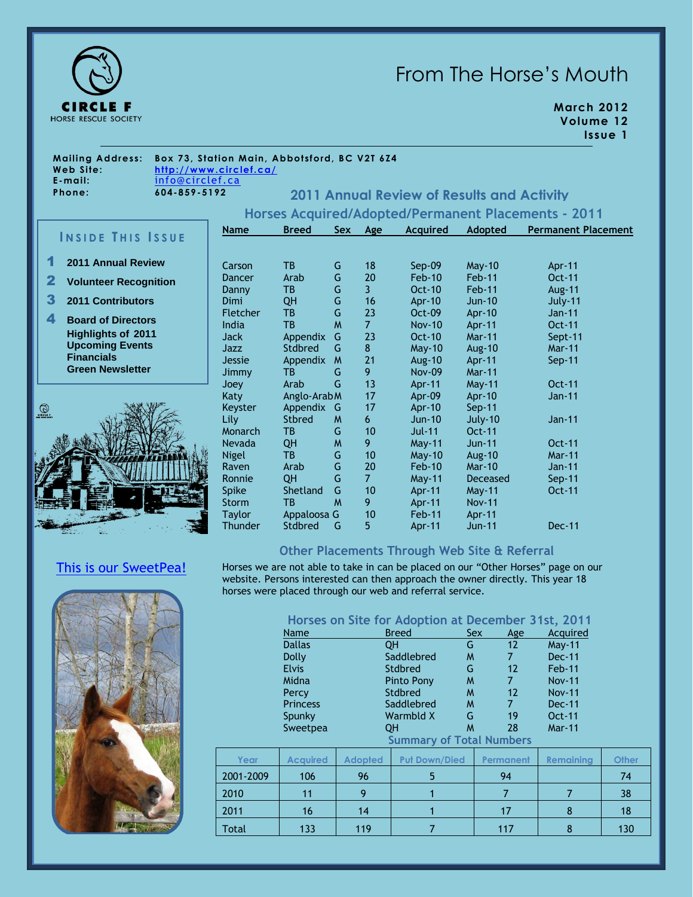CIRCLE F
HORSE RESCUE SOCIETY

# From The Horse's Mouth

**March 2012**
**Volume 12**
**Issue 1**

**Mailing Address:** Box 73, Station Main, Abbotsford, BC V2T 6Z4
**Web Site:** http://www.circlef.ca/
**E-mail:** info@circlef.ca
**Phone:** 604-859-5192

## Inside This Issue

1. 2011 Annual Review
2. Volunteer Recognition
3. 2011 Contributors
4. Board of Directors

**Highlights of 2011**
**Upcoming Events**
**Financials**
**Green Newsletter**

This is our SweetPea!

## 2011 Annual Review of Results and Activity

### Horses Acquired/Adopted/Permanent Placements - 2011

| Name | Breed | Sex | Age | Acquired | Adopted | Permanent Placement |
|---|---|---|---|---|---|---|
| Carson | TB | G | 18 | Sep-09 | May-10 | Apr-11 |
| Dancer | Arab | G | 20 | Feb-10 | Feb-11 | Oct-11 |
| Danny | TB | G | 3 | Oct-10 | Feb-11 | Aug-11 |
| Dimi | QH | G | 16 | Apr-10 | Jun-10 | July-11 |
| Fletcher | TB | G | 23 | Oct-09 | Apr-10 | Jan-11 |
| India | TB | M | 7 | Nov-10 | Apr-11 | Oct-11 |
| Jack | Appendix | G | 23 | Oct-10 | Mar-11 | Sept-11 |
| Jazz | Stdbred | G | 8 | May-10 | Aug-10 | Mar-11 |
| Jessie | Appendix | M | 21 | Aug-10 | Apr-11 | Sep-11 |
| Jimmy | TB | G | 9 | Nov-09 | Mar-11 | |
| Joey | Arab | G | 13 | Apr-11 | May-11 | Oct-11 |
| Katy | Anglo-Arab | M | 17 | Apr-09 | Apr-10 | Jan-11 |
| Keyster | Appendix | G | 17 | Apr-10 | Sep-11 | |
| Lily | Stbred | M | 6 | Jun-10 | July-10 | Jan-11 |
| Monarch | TB | G | 10 | Jul-11 | Oct-11 | |
| Nevada | QH | M | 9 | May-11 | Jun-11 | Oct-11 |
| Nigel | TB | G | 10 | May-10 | Aug-10 | Mar-11 |
| Raven | Arab | G | 20 | Feb-10 | Mar-10 | Jan-11 |
| Ronnie | QH | G | 7 | May-11 | Deceased | Sep-11 |
| Spike | Shetland | G | 10 | Apr-11 | May-11 | Oct-11 |
| Storm | TB | M | 9 | Apr-11 | Nov-11 | |
| Taylor | Appaloosa | G | 10 | Feb-11 | Apr-11 | |
| Thunder | Stdbred | G | 5 | Apr-11 | Jun-11 | Dec-11 |

### Other Placements Through Web Site & Referral

Horses we are not able to take in can be placed on our "Other Horses" page on our website. Persons interested can then approach the owner directly. This year 18 horses were placed through our web and referral service.

### Horses on Site for Adoption at December 31st, 2011

| Name | Breed | Sex | Age | Acquired |
|---|---|---|---|---|
| Dallas | QH | G | 12 | May-11 |
| Dolly | Saddlebred | M | 7 | Dec-11 |
| Elvis | Stdbred | G | 12 | Feb-11 |
| Midna | Pinto Pony | M | 7 | Nov-11 |
| Percy | Stdbred | M | 12 | Nov-11 |
| Princess | Saddlebred | M | 7 | Dec-11 |
| Spunky | Warmbld X | G | 19 | Oct-11 |
| Sweetpea | QH | M | 28 | Mar-11 |

### Summary of Total Numbers

| Year | Acquired | Adopted | Put Down/Died | Permanent | Remaining | Other |
|---|---|---|---|---|---|---|
| 2001-2009 | 106 | 96 | 5 | 94 | | 74 |
| 2010 | 11 | 9 | 1 | 7 | 7 | 38 |
| 2011 | 16 | 14 | 1 | 17 | 8 | 18 |
| Total | 133 | 119 | 7 | 117 | 8 | 130 |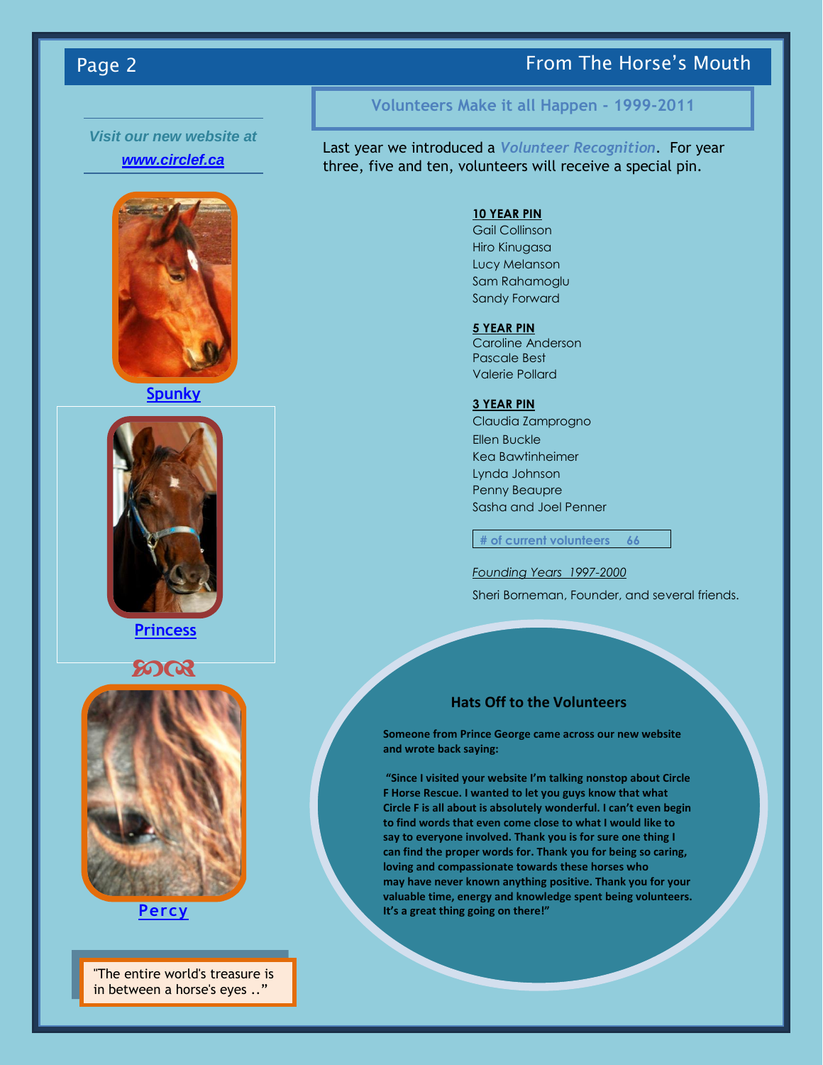*Visit our new website at*

***www.circlef.ca***

Spunky

Princess

Percy

"The entire world's treasure is in between a horse's eyes .."

## Volunteers Make it all Happen - 1999-2011

Last year we introduced a ***Volunteer Recognition***. For year three, five and ten, volunteers will receive a special pin.

**10 YEAR PIN**
Gail Collinson
Hiro Kinugasa
Lucy Melanson
Sam Rahamoglu
Sandy Forward

**5 YEAR PIN**
Caroline Anderson
Pascale Best
Valerie Pollard

**3 YEAR PIN**
Claudia Zamprogno
Ellen Buckle
Kea Bawtinheimer
Lynda Johnson
Penny Beaupre
Sasha and Joel Penner

**# of current volunteers 66**

*Founding Years 1997-2000*

Sheri Borneman, Founder, and several friends.

### Hats Off to the Volunteers

**Someone from Prince George came across our new website and wrote back saying:**

**"Since I visited your website I'm talking nonstop about Circle F Horse Rescue. I wanted to let you guys know that what Circle F is all about is absolutely wonderful. I can't even begin to find words that even come close to what I would like to say to everyone involved. Thank you is for sure one thing I can find the proper words for. Thank you for being so caring, loving and compassionate towards these horses who may have never known anything positive. Thank you for your valuable time, energy and knowledge spent being volunteers. It's a great thing going on there!"**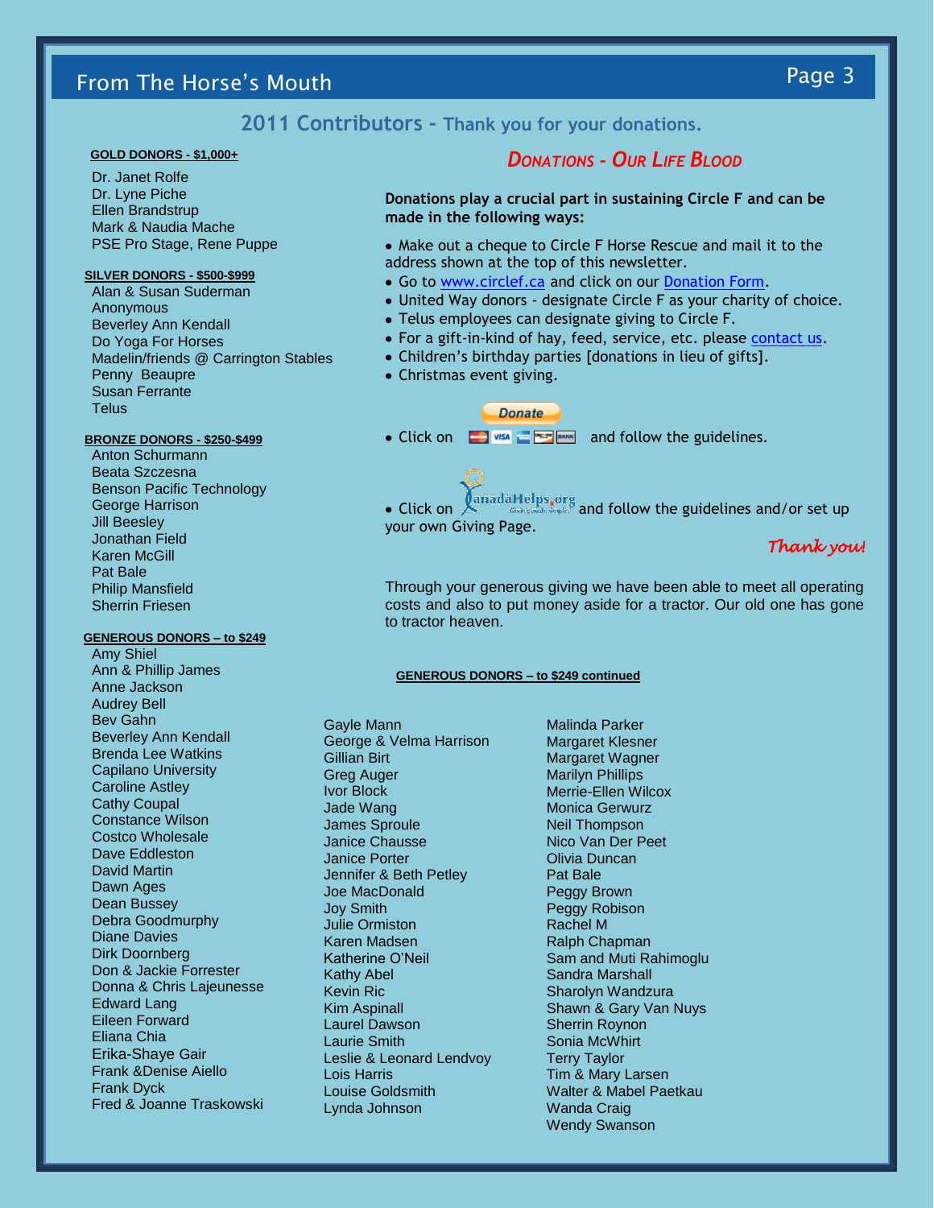## 2011 Contributors - Thank you for your donations.

**GOLD DONORS - $1,000+**

Dr. Janet Rolfe
Dr. Lyne Piche
Ellen Brandstrup
Mark & Naudia Mache
PSE Pro Stage, Rene Puppe

**SILVER DONORS - $500-$999**

Alan & Susan Suderman
Anonymous
Beverley Ann Kendall
Do Yoga For Horses
Madelin/friends @ Carrington Stables
Penny Beaupre
Susan Ferrante
Telus

**BRONZE DONORS - $250-$499**

Anton Schurmann
Beata Szczesna
Benson Pacific Technology
George Harrison
Jill Beesley
Jonathan Field
Karen McGill
Pat Bale
Philip Mansfield
Sherrin Friesen

**GENEROUS DONORS – to $249**

Amy Shiel
Ann & Phillip James
Anne Jackson
Audrey Bell
Bev Gahn
Beverley Ann Kendall
Brenda Lee Watkins
Capilano University
Caroline Astley
Cathy Coupal
Constance Wilson
Costco Wholesale
Dave Eddleston
David Martin
Dawn Ages
Dean Bussey
Debra Goodmurphy
Diane Davies
Dirk Doornberg
Don & Jackie Forrester
Donna & Chris Lajeunesse
Edward Lang
Eileen Forward
Eliana Chia
Erika-Shaye Gair
Frank &Denise Aiello
Frank Dyck
Fred & Joanne Traskowski

### *DONATIONS - OUR LIFE BLOOD*

**Donations play a crucial part in sustaining Circle F and can be made in the following ways:**

- Make out a cheque to Circle F Horse Rescue and mail it to the address shown at the top of this newsletter.
- Go to www.circlef.ca and click on our Donation Form.
- United Way donors - designate Circle F as your charity of choice.
- Telus employees can designate giving to Circle F.
- For a gift-in-kind of hay, feed, service, etc. please contact us.
- Children's birthday parties [donations in lieu of gifts].
- Christmas event giving.
- Click on Donate and follow the guidelines.
- Click on CanadaHelps.org and follow the guidelines and/or set up your own Giving Page.

*Thank you!*

Through your generous giving we have been able to meet all operating costs and also to put money aside for a tractor. Our old one has gone to tractor heaven.

**GENEROUS DONORS – to $249 continued**

Gayle Mann
George & Velma Harrison
Gillian Birt
Greg Auger
Ivor Block
Jade Wang
James Sproule
Janice Chausse
Janice Porter
Jennifer & Beth Petley
Joe MacDonald
Joy Smith
Julie Ormiston
Karen Madsen
Katherine O'Neil
Kathy Abel
Kevin Ric
Kim Aspinall
Laurel Dawson
Laurie Smith
Leslie & Leonard Lendvoy
Lois Harris
Louise Goldsmith
Lynda Johnson
Malinda Parker
Margaret Klesner
Margaret Wagner
Marilyn Phillips
Merrie-Ellen Wilcox
Monica Gerwurz
Neil Thompson
Nico Van Der Peet
Olivia Duncan
Pat Bale
Peggy Brown
Peggy Robison
Rachel M
Ralph Chapman
Sam and Muti Rahimoglu
Sandra Marshall
Sharolyn Wandzura
Shawn & Gary Van Nuys
Sherrin Roynon
Sonia McWhirt
Terry Taylor
Tim & Mary Larsen
Walter & Mabel Paetkau
Wanda Craig
Wendy Swanson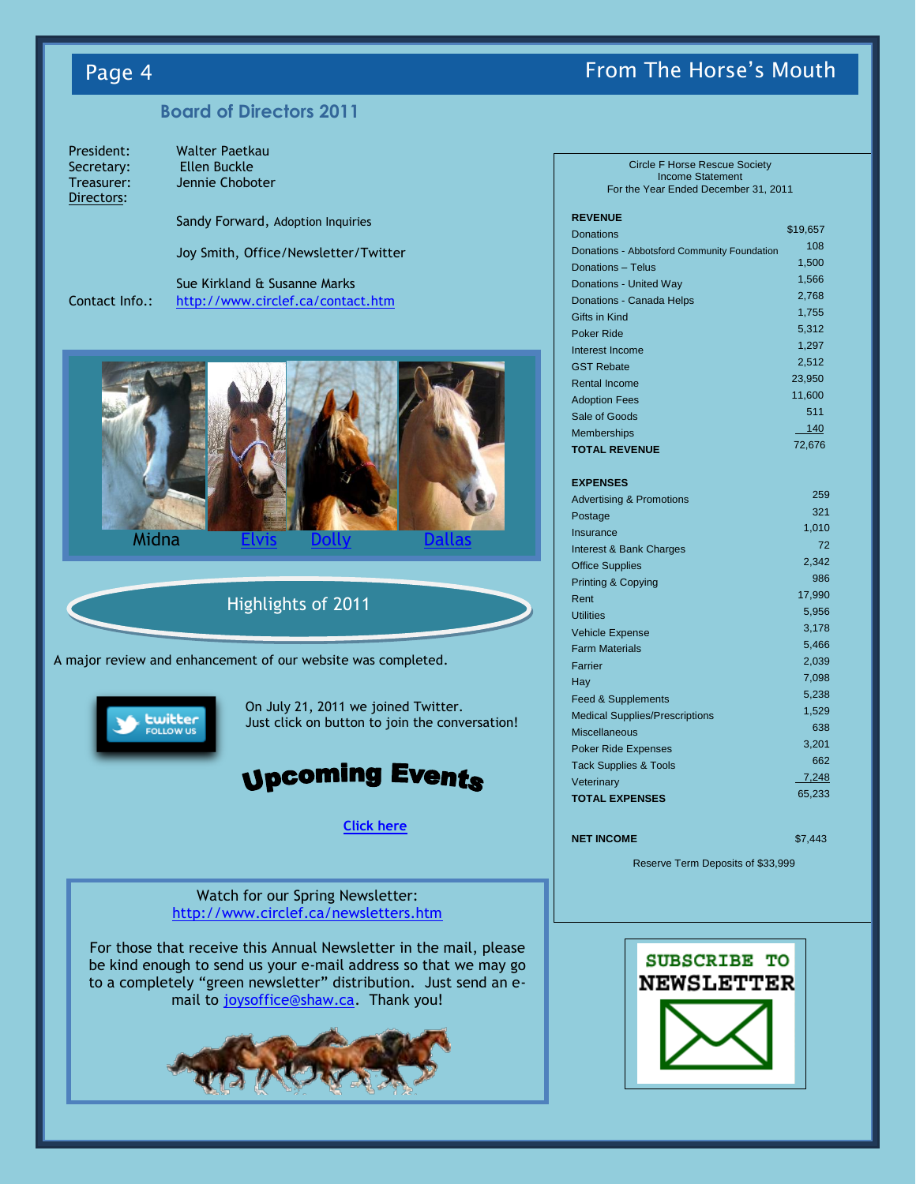## Board of Directors 2011

President: Walter Paetkau
Secretary: Ellen Buckle
Treasurer: Jennie Choboter
Directors:

Sandy Forward, Adoption Inquiries

Joy Smith, Office/Newsletter/Twitter

Sue Kirkland & Susanne Marks

Contact Info.: http://www.circlef.ca/contact.htm

Midna Elvis Dolly Dallas

## Highlights of 2011

A major review and enhancement of our website was completed.

twitter FOLLOW US

On July 21, 2011 we joined Twitter.
Just click on button to join the conversation!

## Upcoming Events

Click here

Watch for our Spring Newsletter:
http://www.circlef.ca/newsletters.htm

For those that receive this Annual Newsletter in the mail, please be kind enough to send us your e-mail address so that we may go to a completely "green newsletter" distribution. Just send an e-mail to joysoffice@shaw.ca. Thank you!

Circle F Horse Rescue Society
Income Statement
For the Year Ended December 31, 2011

| | |
|---|---|
| **REVENUE** | |
| Donations | $19,657 |
| Donations - Abbotsford Community Foundation | 108 |
| Donations – Telus | 1,500 |
| Donations - United Way | 1,566 |
| Donations - Canada Helps | 2,768 |
| Gifts in Kind | 1,755 |
| Poker Ride | 5,312 |
| Interest Income | 1,297 |
| GST Rebate | 2,512 |
| Rental Income | 23,950 |
| Adoption Fees | 11,600 |
| Sale of Goods | 511 |
| Memberships | 140 |
| **TOTAL REVENUE** | 72,676 |
| **EXPENSES** | |
| Advertising & Promotions | 259 |
| Postage | 321 |
| Insurance | 1,010 |
| Interest & Bank Charges | 72 |
| Office Supplies | 2,342 |
| Printing & Copying | 986 |
| Rent | 17,990 |
| Utilities | 5,956 |
| Vehicle Expense | 3,178 |
| Farm Materials | 5,466 |
| Farrier | 2,039 |
| Hay | 7,098 |
| Feed & Supplements | 5,238 |
| Medical Supplies/Prescriptions | 1,529 |
| Miscellaneous | 638 |
| Poker Ride Expenses | 3,201 |
| Tack Supplies & Tools | 662 |
| Veterinary | 7,248 |
| **TOTAL EXPENSES** | 65,233 |
| **NET INCOME** | $7,443 |

Reserve Term Deposits of $33,999

SUBSCRIBE TO NEWSLETTER